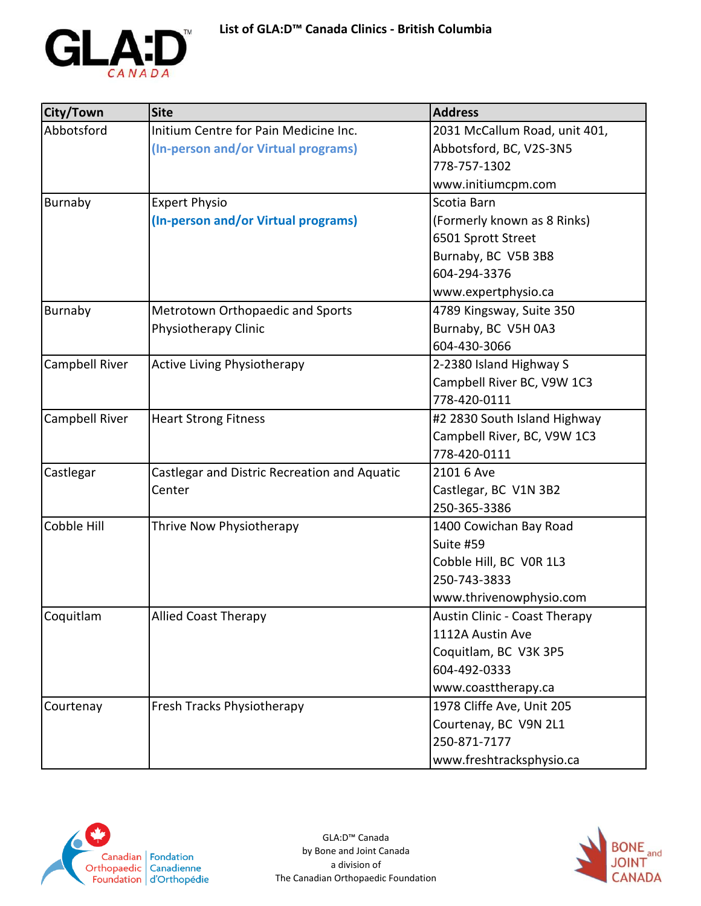# List of GLA:D™ Canada Clinics - British Columbia

| City/Town | Site | Address |
|---|---|---|
| Abbotsford | Initium Centre for Pain Medicine Inc.<br>**(In-person and/or Virtual programs)** | 2031 McCallum Road, unit 401,<br>Abbotsford, BC, V2S-3N5<br>778-757-1302<br>www.initiumcpm.com |
| Burnaby | Expert Physio<br>**(In-person and/or Virtual programs)** | Scotia Barn<br>(Formerly known as 8 Rinks)<br>6501 Sprott Street<br>Burnaby, BC V5B 3B8<br>604-294-3376<br>www.expertphysio.ca |
| Burnaby | Metrotown Orthopaedic and Sports Physiotherapy Clinic | 4789 Kingsway, Suite 350<br>Burnaby, BC V5H 0A3<br>604-430-3066 |
| Campbell River | Active Living Physiotherapy | 2-2380 Island Highway S<br>Campbell River BC, V9W 1C3<br>778-420-0111 |
| Campbell River | Heart Strong Fitness | #2 2830 South Island Highway<br>Campbell River, BC, V9W 1C3<br>778-420-0111 |
| Castlegar | Castlegar and Distric Recreation and Aquatic Center | 2101 6 Ave<br>Castlegar, BC V1N 3B2<br>250-365-3386 |
| Cobble Hill | Thrive Now Physiotherapy | 1400 Cowichan Bay Road<br>Suite #59<br>Cobble Hill, BC V0R 1L3<br>250-743-3833<br>www.thrivenowphysio.com |
| Coquitlam | Allied Coast Therapy | Austin Clinic - Coast Therapy<br>1112A Austin Ave<br>Coquitlam, BC V3K 3P5<br>604-492-0333<br>www.coasttherapy.ca |
| Courtenay | Fresh Tracks Physiotherapy | 1978 Cliffe Ave, Unit 205<br>Courtenay, BC V9N 2L1<br>250-871-7177<br>www.freshtracksphysio.ca |

GLA:D™ Canada
by Bone and Joint Canada
a division of
The Canadian Orthopaedic Foundation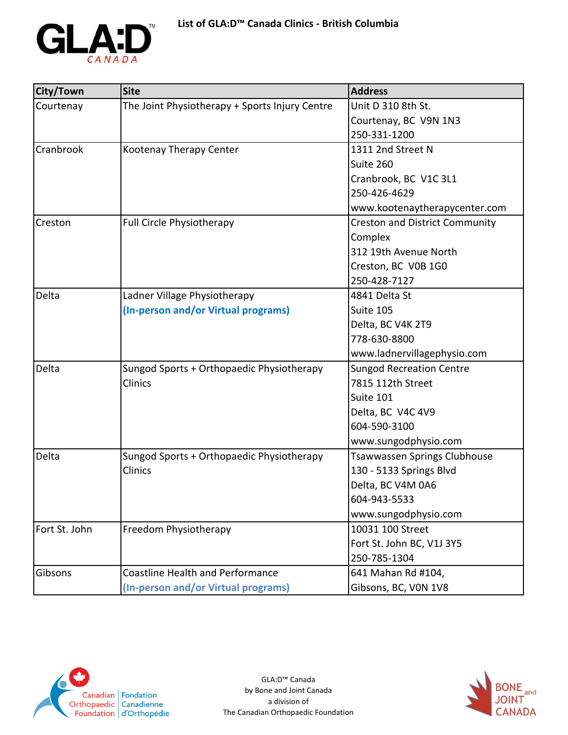# List of GLA:D™ Canada Clinics - British Columbia

| City/Town | Site | Address |
|---|---|---|
| Courtenay | The Joint Physiotherapy + Sports Injury Centre | Unit D 310 8th St.<br>Courtenay, BC V9N 1N3<br>250-331-1200 |
| Cranbrook | Kootenay Therapy Center | 1311 2nd Street N<br>Suite 260<br>Cranbrook, BC V1C 3L1<br>250-426-4629<br>www.kootenaytherapycenter.com |
| Creston | Full Circle Physiotherapy | Creston and District Community Complex<br>312 19th Avenue North<br>Creston, BC V0B 1G0<br>250-428-7127 |
| Delta | Ladner Village Physiotherapy<br>**(In-person and/or Virtual programs)** | 4841 Delta St<br>Suite 105<br>Delta, BC V4K 2T9<br>778-630-8800<br>www.ladnervillagephysio.com |
| Delta | Sungod Sports + Orthopaedic Physiotherapy Clinics | Sungod Recreation Centre<br>7815 112th Street<br>Suite 101<br>Delta, BC V4C 4V9<br>604-590-3100<br>www.sungodphysio.com |
| Delta | Sungod Sports + Orthopaedic Physiotherapy Clinics | Tsawwassen Springs Clubhouse<br>130 - 5133 Springs Blvd<br>Delta, BC V4M 0A6<br>604-943-5533<br>www.sungodphysio.com |
| Fort St. John | Freedom Physiotherapy | 10031 100 Street<br>Fort St. John BC, V1J 3Y5<br>250-785-1304 |
| Gibsons | Coastline Health and Performance<br>**(In-person and/or Virtual programs)** | 641 Mahan Rd #104,<br>Gibsons, BC, V0N 1V8 |

GLA:D™ Canada
by Bone and Joint Canada
a division of
The Canadian Orthopaedic Foundation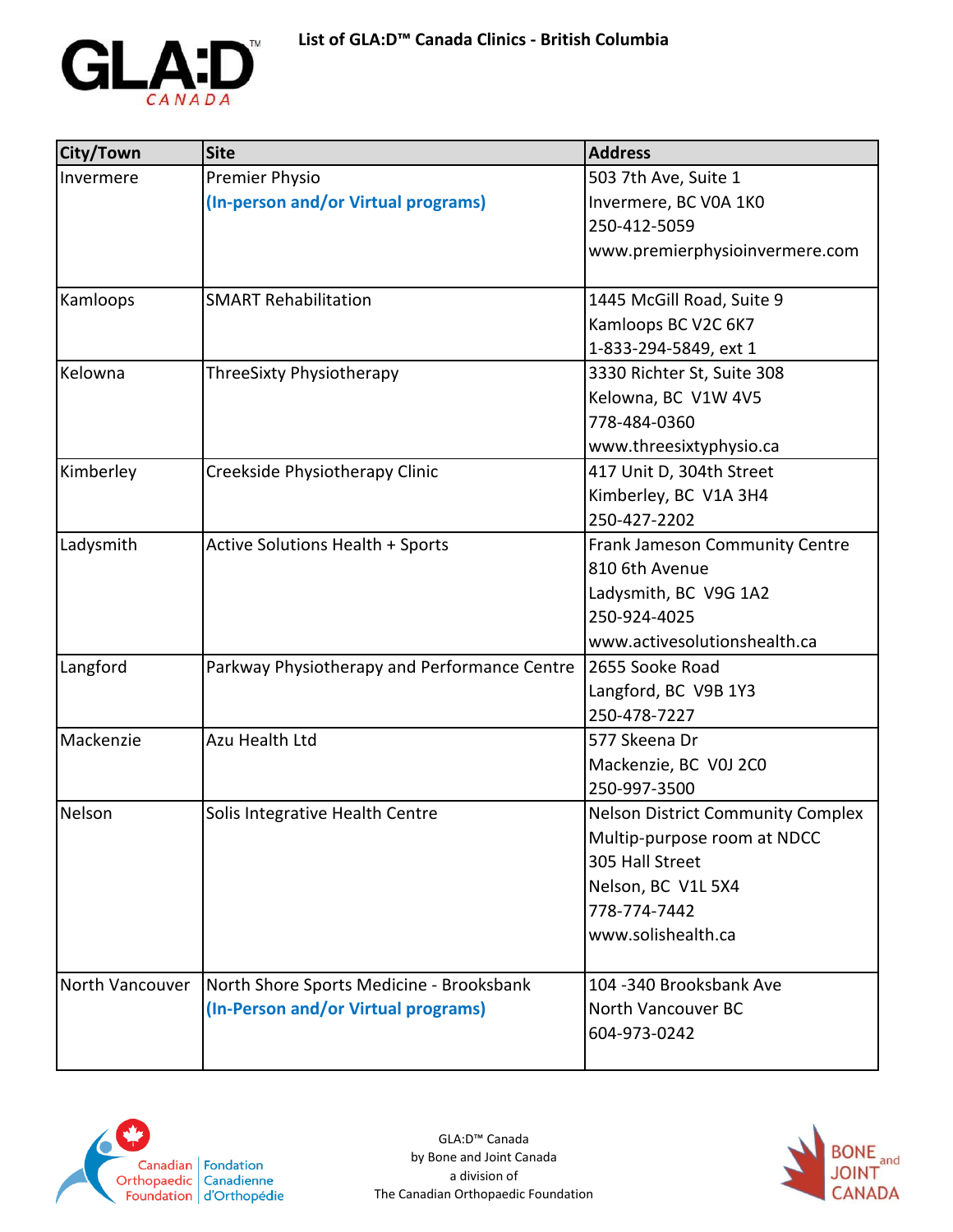# List of GLA:D™ Canada Clinics - British Columbia

| City/Town | Site | Address |
|---|---|---|
| Invermere | Premier Physio<br>**(In-person and/or Virtual programs)** | 503 7th Ave, Suite 1<br>Invermere, BC V0A 1K0<br>250-412-5059<br>www.premierphysioinvermere.com |
| Kamloops | SMART Rehabilitation | 1445 McGill Road, Suite 9<br>Kamloops BC V2C 6K7<br>1-833-294-5849, ext 1 |
| Kelowna | ThreeSixty Physiotherapy | 3330 Richter St, Suite 308<br>Kelowna, BC V1W 4V5<br>778-484-0360<br>www.threesixtyphysio.ca |
| Kimberley | Creekside Physiotherapy Clinic | 417 Unit D, 304th Street<br>Kimberley, BC V1A 3H4<br>250-427-2202 |
| Ladysmith | Active Solutions Health + Sports | Frank Jameson Community Centre<br>810 6th Avenue<br>Ladysmith, BC V9G 1A2<br>250-924-4025<br>www.activesolutionshealth.ca |
| Langford | Parkway Physiotherapy and Performance Centre | 2655 Sooke Road<br>Langford, BC V9B 1Y3<br>250-478-7227 |
| Mackenzie | Azu Health Ltd | 577 Skeena Dr<br>Mackenzie, BC V0J 2C0<br>250-997-3500 |
| Nelson | Solis Integrative Health Centre | Nelson District Community Complex<br>Multip-purpose room at NDCC<br>305 Hall Street<br>Nelson, BC V1L 5X4<br>778-774-7442<br>www.solishealth.ca |
| North Vancouver | North Shore Sports Medicine - Brooksbank<br>**(In-Person and/or Virtual programs)** | 104 -340 Brooksbank Ave<br>North Vancouver BC<br>604-973-0242 |

GLA:D™ Canada
by Bone and Joint Canada
a division of
The Canadian Orthopaedic Foundation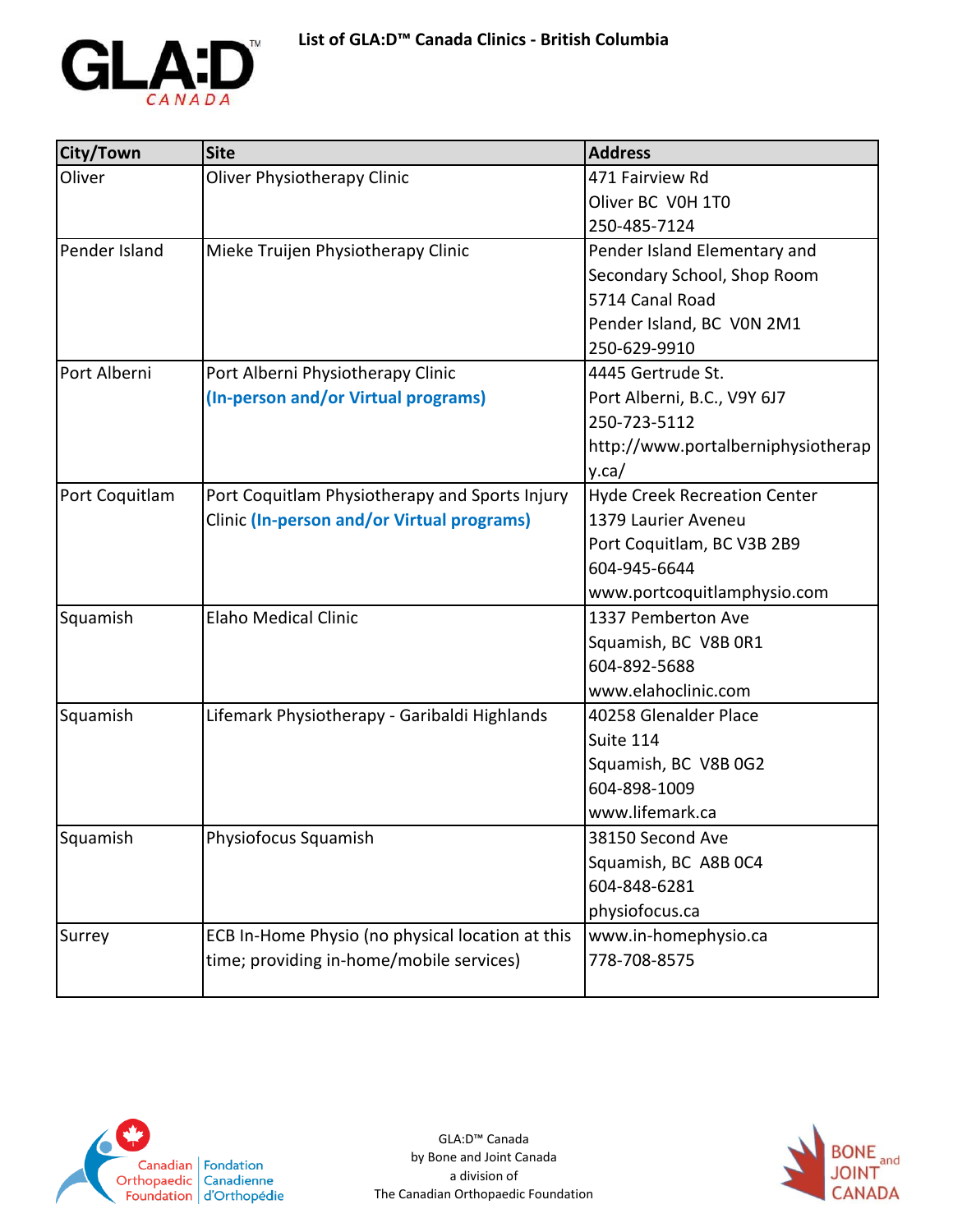# List of GLA:D™ Canada Clinics - British Columbia

| City/Town | Site | Address |
|---|---|---|
| Oliver | Oliver Physiotherapy Clinic | 471 Fairview Rd<br>Oliver BC V0H 1T0<br>250-485-7124 |
| Pender Island | Mieke Truijen Physiotherapy Clinic | Pender Island Elementary and Secondary School, Shop Room<br>5714 Canal Road<br>Pender Island, BC V0N 2M1<br>250-629-9910 |
| Port Alberni | Port Alberni Physiotherapy Clinic **(In-person and/or Virtual programs)** | 4445 Gertrude St.<br>Port Alberni, B.C., V9Y 6J7<br>250-723-5112<br>http://www.portalberniphysiotherapy.ca/ |
| Port Coquitlam | Port Coquitlam Physiotherapy and Sports Injury Clinic **(In-person and/or Virtual programs)** | Hyde Creek Recreation Center<br>1379 Laurier Aveneu<br>Port Coquitlam, BC V3B 2B9<br>604-945-6644<br>www.portcoquitlamphysio.com |
| Squamish | Elaho Medical Clinic | 1337 Pemberton Ave<br>Squamish, BC V8B 0R1<br>604-892-5688<br>www.elahoclinic.com |
| Squamish | Lifemark Physiotherapy - Garibaldi Highlands | 40258 Glenalder Place<br>Suite 114<br>Squamish, BC V8B 0G2<br>604-898-1009<br>www.lifemark.ca |
| Squamish | Physiofocus Squamish | 38150 Second Ave<br>Squamish, BC A8B 0C4<br>604-848-6281<br>physiofocus.ca |
| Surrey | ECB In-Home Physio (no physical location at this time; providing in-home/mobile services) | www.in-homephysio.ca<br>778-708-8575 |

GLA:D™ Canada
by Bone and Joint Canada
a division of
The Canadian Orthopaedic Foundation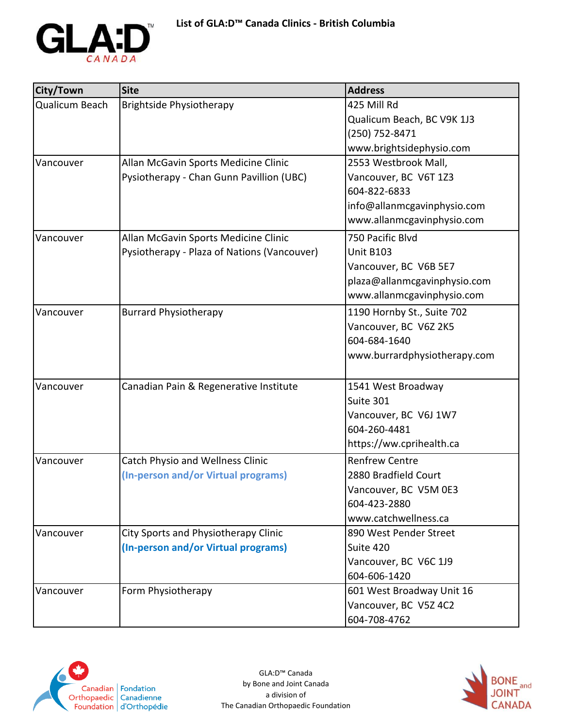# List of GLA:D™ Canada Clinics - British Columbia

| City/Town | Site | Address |
|---|---|---|
| Qualicum Beach | Brightside Physiotherapy | 425 Mill Rd<br>Qualicum Beach, BC V9K 1J3<br>(250) 752-8471<br>www.brightsidephysio.com |
| Vancouver | Allan McGavin Sports Medicine Clinic Pysiotherapy - Chan Gunn Pavillion (UBC) | 2553 Westbrook Mall,<br>Vancouver, BC V6T 1Z3<br>604-822-6833<br>info@allanmcgavinphysio.com<br>www.allanmcgavinphysio.com |
| Vancouver | Allan McGavin Sports Medicine Clinic Pysiotherapy - Plaza of Nations (Vancouver) | 750 Pacific Blvd<br>Unit B103<br>Vancouver, BC V6B 5E7<br>plaza@allanmcgavinphysio.com<br>www.allanmcgavinphysio.com |
| Vancouver | Burrard Physiotherapy | 1190 Hornby St., Suite 702<br>Vancouver, BC V6Z 2K5<br>604-684-1640<br>www.burrardphysiotherapy.com |
| Vancouver | Canadian Pain & Regenerative Institute | 1541 West Broadway<br>Suite 301<br>Vancouver, BC V6J 1W7<br>604-260-4481<br>https://ww.cprihealth.ca |
| Vancouver | Catch Physio and Wellness Clinic<br>**(In-person and/or Virtual programs)** | Renfrew Centre<br>2880 Bradfield Court<br>Vancouver, BC V5M 0E3<br>604-423-2880<br>www.catchwellness.ca |
| Vancouver | City Sports and Physiotherapy Clinic<br>**(In-person and/or Virtual programs)** | 890 West Pender Street<br>Suite 420<br>Vancouver, BC V6C 1J9<br>604-606-1420 |
| Vancouver | Form Physiotherapy | 601 West Broadway Unit 16<br>Vancouver, BC V5Z 4C2<br>604-708-4762 |

GLA:D™ Canada
by Bone and Joint Canada
a division of
The Canadian Orthopaedic Foundation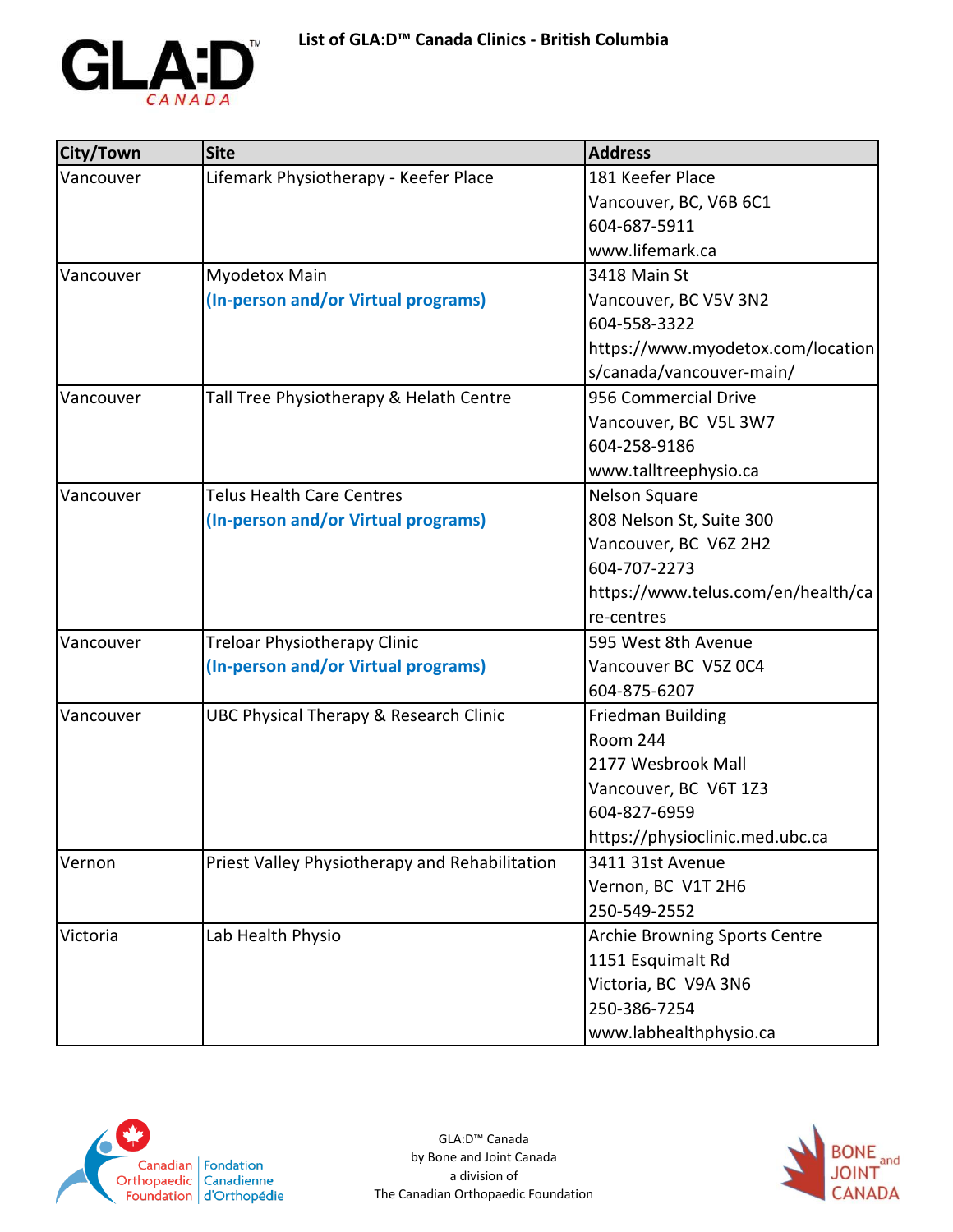# List of GLA:D™ Canada Clinics - British Columbia

| City/Town | Site | Address |
|---|---|---|
| Vancouver | Lifemark Physiotherapy - Keefer Place | 181 Keefer Place<br>Vancouver, BC, V6B 6C1<br>604-687-5911<br>www.lifemark.ca |
| Vancouver | Myodetox Main<br>**(In-person and/or Virtual programs)** | 3418 Main St<br>Vancouver, BC V5V 3N2<br>604-558-3322<br>https://www.myodetox.com/locations/canada/vancouver-main/ |
| Vancouver | Tall Tree Physiotherapy & Helath Centre | 956 Commercial Drive<br>Vancouver, BC V5L 3W7<br>604-258-9186<br>www.talltreephysio.ca |
| Vancouver | Telus Health Care Centres<br>**(In-person and/or Virtual programs)** | Nelson Square<br>808 Nelson St, Suite 300<br>Vancouver, BC V6Z 2H2<br>604-707-2273<br>https://www.telus.com/en/health/care-centres |
| Vancouver | Treloar Physiotherapy Clinic<br>**(In-person and/or Virtual programs)** | 595 West 8th Avenue<br>Vancouver BC V5Z 0C4<br>604-875-6207 |
| Vancouver | UBC Physical Therapy & Research Clinic | Friedman Building<br>Room 244<br>2177 Wesbrook Mall<br>Vancouver, BC V6T 1Z3<br>604-827-6959<br>https://physioclinic.med.ubc.ca |
| Vernon | Priest Valley Physiotherapy and Rehabilitation | 3411 31st Avenue<br>Vernon, BC V1T 2H6<br>250-549-2552 |
| Victoria | Lab Health Physio | Archie Browning Sports Centre<br>1151 Esquimalt Rd<br>Victoria, BC V9A 3N6<br>250-386-7254<br>www.labhealthphysio.ca |

GLA:D™ Canada
by Bone and Joint Canada
a division of
The Canadian Orthopaedic Foundation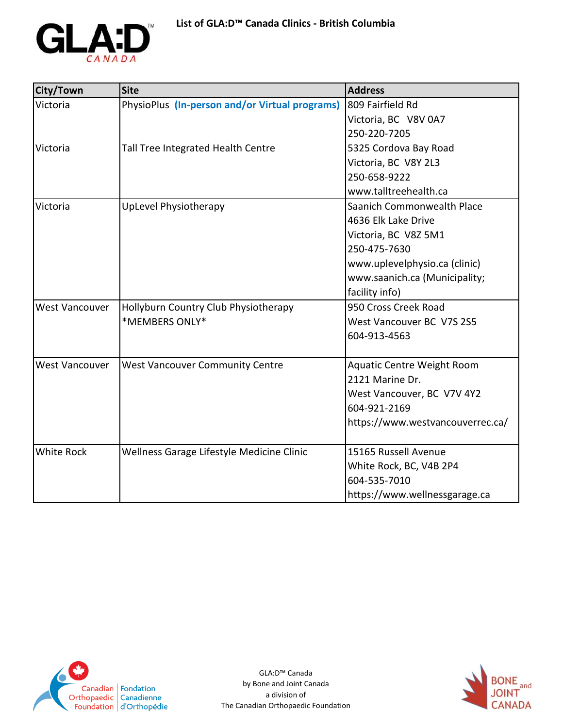# List of GLA:D™ Canada Clinics - British Columbia

| City/Town | Site | Address |
|---|---|---|
| Victoria | PhysioPlus **(In-person and/or Virtual programs)** | 809 Fairfield Rd<br>Victoria, BC V8V 0A7<br>250-220-7205 |
| Victoria | Tall Tree Integrated Health Centre | 5325 Cordova Bay Road<br>Victoria, BC V8Y 2L3<br>250-658-9222<br>www.talltreehealth.ca |
| Victoria | UpLevel Physiotherapy | Saanich Commonwealth Place<br>4636 Elk Lake Drive<br>Victoria, BC V8Z 5M1<br>250-475-7630<br>www.uplevelphysio.ca (clinic)<br>www.saanich.ca (Municipality; facility info) |
| West Vancouver | Hollyburn Country Club Physiotherapy<br>*MEMBERS ONLY* | 950 Cross Creek Road<br>West Vancouver BC V7S 2S5<br>604-913-4563 |
| West Vancouver | West Vancouver Community Centre | Aquatic Centre Weight Room<br>2121 Marine Dr.<br>West Vancouver, BC V7V 4Y2<br>604-921-2169<br>https://www.westvancouverrec.ca/ |
| White Rock | Wellness Garage Lifestyle Medicine Clinic | 15165 Russell Avenue<br>White Rock, BC, V4B 2P4<br>604-535-7010<br>https://www.wellnessgarage.ca |

GLA:D™ Canada
by Bone and Joint Canada
a division of
The Canadian Orthopaedic Foundation